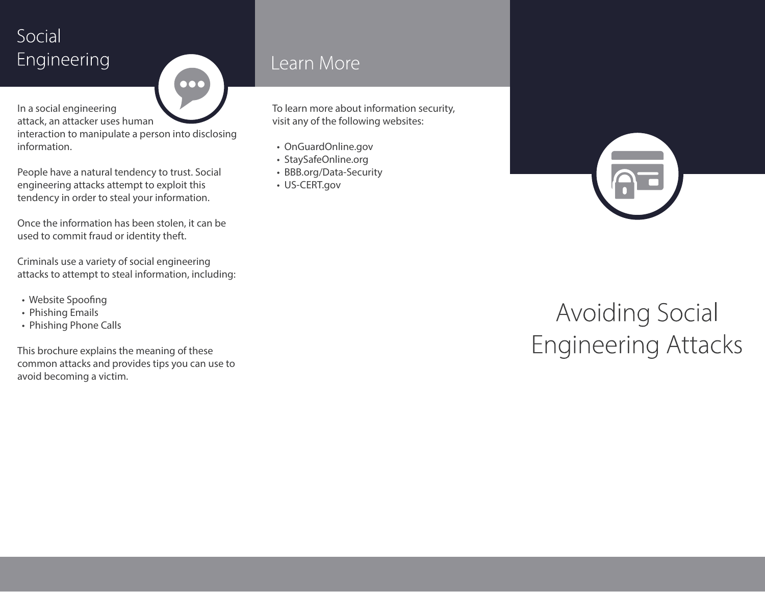## Social Engineering

In a social engineering attack, an attacker uses human interaction to manipulate a person into disclosing information.

People have a natural tendency to trust. Social engineering attacks attempt to exploit this tendency in order to steal your information.

Once the information has been stolen, it can be used to commit fraud or identity theft.

Criminals use a variety of social engineering attacks to attempt to steal information, including:

- Website Spoofing
- Phishing Emails
- Phishing Phone Calls

This brochure explains the meaning of these common attacks and provides tips you can use to avoid becoming a victim.

## Learn More

To learn more about information security, visit any of the following websites:

- OnGuardOnline.gov
- StaySafeOnline.org
- BBB.org/Data-Security
- US-CERT.gov

# Avoiding Social Engineering Attacks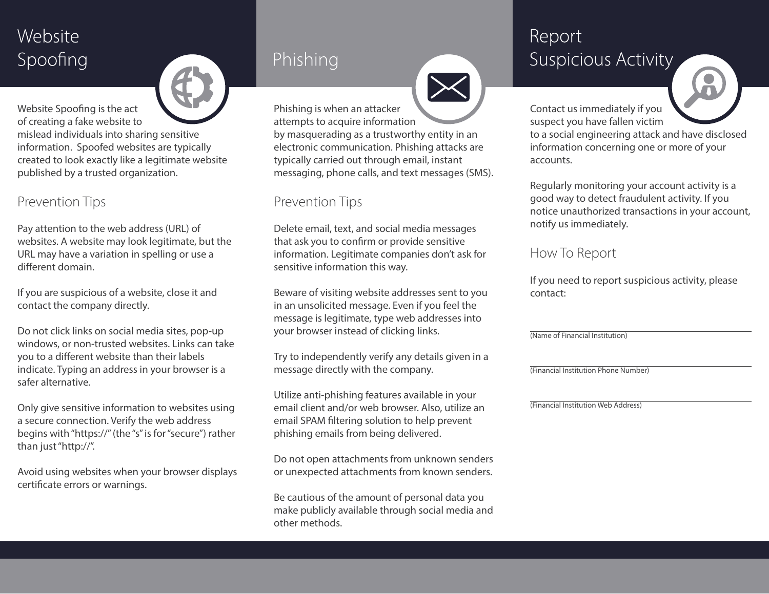# Website Spoofing

Website Spoofing is the act of creating a fake website to mislead individuals into sharing sensitive information. Spoofed websites are typically created to look exactly like a legitimate website published by a trusted organization.

## Prevention Tips

Pay attention to the web address (URL) of websites. A website may look legitimate, but the URL may have a variation in spelling or use a different domain.

If you are suspicious of a website, close it and contact the company directly.

Do not click links on social media sites, pop-up windows, or non-trusted websites. Links can take you to a different website than their labels indicate. Typing an address in your browser is a safer alternative.

Only give sensitive information to websites using a secure connection. Verify the web address begins with "https://" (the "s" is for "secure") rather than just "http://".

Avoid using websites when your browser displays certificate errors or warnings.

# Phishing

Phishing is when an attacker attempts to acquire information by masquerading as a trustworthy entity in an electronic communication. Phishing attacks are typically carried out through email, instant messaging, phone calls, and text messages (SMS).

## Prevention Tips

Delete email, text, and social media messages that ask you to confirm or provide sensitive information. Legitimate companies don't ask for sensitive information this way.

Beware of visiting website addresses sent to you in an unsolicited message. Even if you feel the message is legitimate, type web addresses into your browser instead of clicking links.

Try to independently verify any details given in a message directly with the company.

Utilize anti-phishing features available in your email client and/or web browser. Also, utilize an email SPAM filtering solution to help prevent phishing emails from being delivered.

Do not open attachments from unknown senders or unexpected attachments from known senders.

Be cautious of the amount of personal data you make publicly available through social media and other methods.

# Report Suspicious Activity

Contact us immediately if you suspect you have fallen victim to a social engineering attack and have disclosed information concerning one or more of your accounts.

Regularly monitoring your account activity is a good way to detect fraudulent activity. If you notice unauthorized transactions in your account, notify us immediately.

## How To Report

If you need to report suspicious activity, please contact:

\_\_\_\_\_\_\_\_\_\_\_\_\_\_\_\_\_\_\_\_\_\_\_\_\_\_\_\_\_\_\_\_\_\_\_\_
(Name of Financial Institution)

\_\_\_\_\_\_\_\_\_\_\_\_\_\_\_\_\_\_\_\_\_\_\_\_\_\_\_\_\_\_\_\_\_\_\_\_
(Financial Institution Phone Number)

\_\_\_\_\_\_\_\_\_\_\_\_\_\_\_\_\_\_\_\_\_\_\_\_\_\_\_\_\_\_\_\_\_\_\_\_
(Financial Institution Web Address)